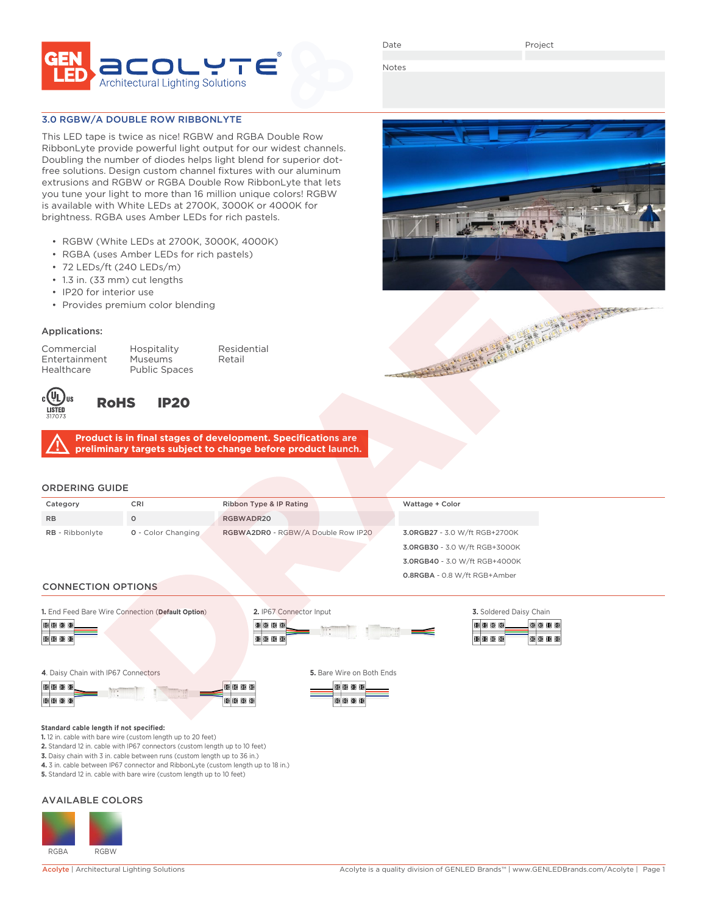Date

Project

Notes

## 3.0 RGBW/A DOUBLE ROW RIBBONLYTE

This LED tape is twice as nice! RGBW and RGBA Double Row RibbonLyte provide powerful light output for our widest channels. Doubling the number of diodes helps light blend for superior dot-free solutions. Design custom channel fixtures with our aluminum extrusions and RGBW or RGBA Double Row RibbonLyte that lets you tune your light to more than 16 million unique colors! RGBW is available with White LEDs at 2700K, 3000K or 4000K for brightness. RGBA uses Amber LEDs for rich pastels.

- RGBW (White LEDs at 2700K, 3000K, 4000K)
- RGBA (uses Amber LEDs for rich pastels)
- 72 LEDs/ft (240 LEDs/m)
- 1.3 in. (33 mm) cut lengths
- IP20 for interior use
- Provides premium color blending

### Applications:

Commercial
Entertainment
Healthcare
Hospitality
Museums
Public Spaces
Residential
Retail

LISTED 317073 RoHS IP20

**Product is in final stages of development. Specifications are preliminary targets subject to change before product launch.**

## ORDERING GUIDE

| Category | CRI | Ribbon Type & IP Rating | Wattage + Color |
|---|---|---|---|
| RB | 0 | RGBWADR20 | |
| **RB** - Ribbonlyte | **0** - Color Changing | **RGBWA2DR0** - RGBW/A Double Row IP20 | **3.0RGB27** - 3.0 W/ft RGB+2700K |
| | | | **3.0RGB30** - 3.0 W/ft RGB+3000K |
| | | | **3.0RGB40** - 3.0 W/ft RGB+4000K |
| | | | **0.8RGBA** - 0.8 W/ft RGB+Amber |

## CONNECTION OPTIONS

**1.** End Feed Bare Wire Connection (**Default Option**)

**2.** IP67 Connector Input

**3.** Soldered Daisy Chain

**4**. Daisy Chain with IP67 Connectors

**5.** Bare Wire on Both Ends

**Standard cable length if not specified:**

**1.** 12 in. cable with bare wire (custom length up to 20 feet)
**2.** Standard 12 in. cable with IP67 connectors (custom length up to 10 feet)
**3.** Daisy chain with 3 in. cable between runs (custom length up to 36 in.)
**4.** 3 in. cable between IP67 connector and RibbonLyte (custom length up to 18 in.)
**5.** Standard 12 in. cable with bare wire (custom length up to 10 feet)

## AVAILABLE COLORS

RGBA RGBW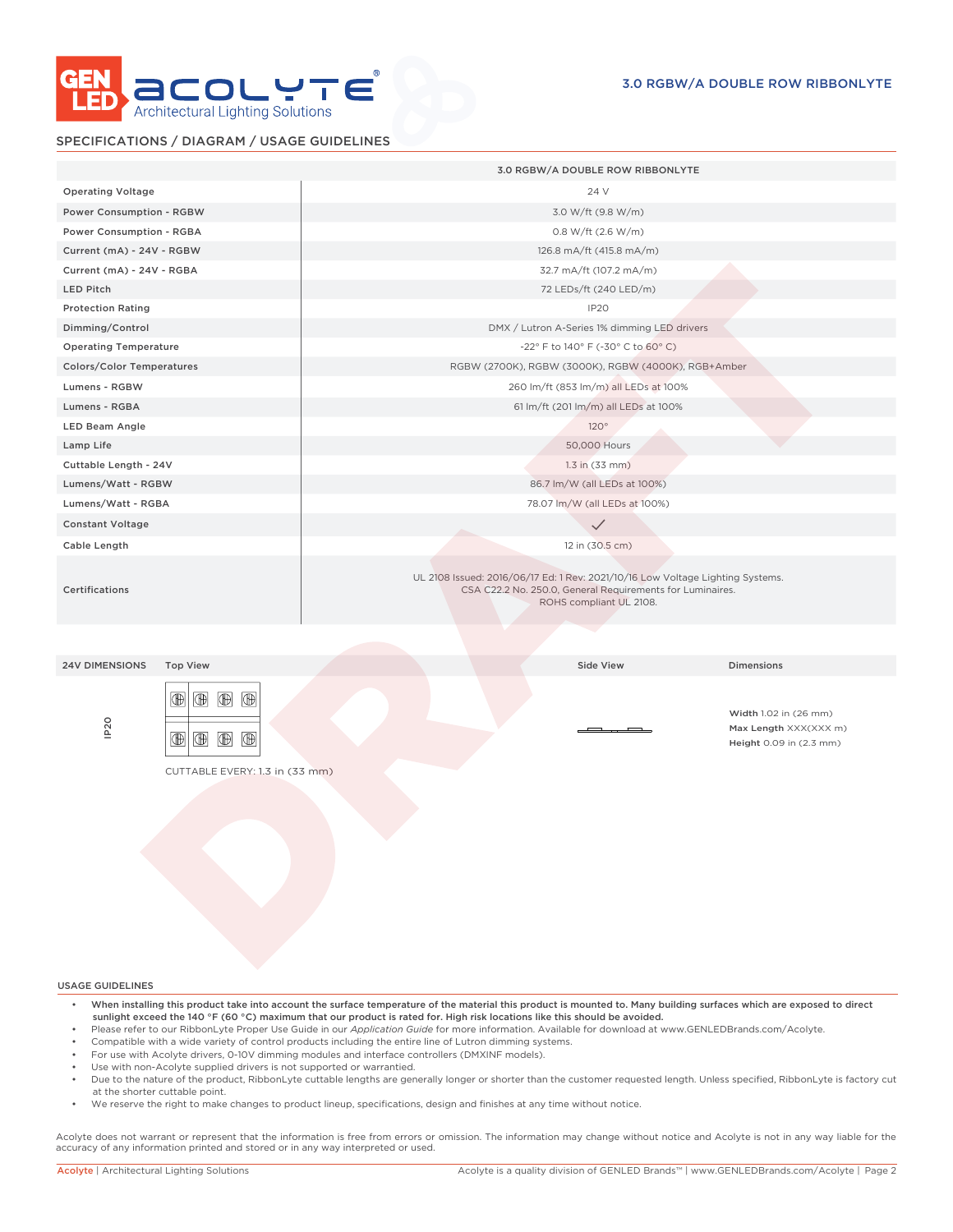## SPECIFICATIONS / DIAGRAM / USAGE GUIDELINES

| | 3.0 RGBW/A DOUBLE ROW RIBBONLYTE |
|---|---|
| Operating Voltage | 24 V |
| Power Consumption - RGBW | 3.0 W/ft (9.8 W/m) |
| Power Consumption - RGBA | 0.8 W/ft (2.6 W/m) |
| Current (mA) - 24V - RGBW | 126.8 mA/ft (415.8 mA/m) |
| Current (mA) - 24V - RGBA | 32.7 mA/ft (107.2 mA/m) |
| LED Pitch | 72 LEDs/ft (240 LED/m) |
| Protection Rating | IP20 |
| Dimming/Control | DMX / Lutron A-Series 1% dimming LED drivers |
| Operating Temperature | -22° F to 140° F (-30° C to 60° C) |
| Colors/Color Temperatures | RGBW (2700K), RGBW (3000K), RGBW (4000K), RGB+Amber |
| Lumens - RGBW | 260 lm/ft (853 lm/m) all LEDs at 100% |
| Lumens - RGBA | 61 lm/ft (201 lm/m) all LEDs at 100% |
| LED Beam Angle | 120° |
| Lamp Life | 50,000 Hours |
| Cuttable Length - 24V | 1.3 in (33 mm) |
| Lumens/Watt - RGBW | 86.7 lm/W (all LEDs at 100%) |
| Lumens/Watt - RGBA | 78.07 lm/W (all LEDs at 100%) |
| Constant Voltage | ✓ |
| Cable Length | 12 in (30.5 cm) |
| Certifications | UL 2108 Issued: 2016/06/17 Ed: 1 Rev: 2021/10/16 Low Voltage Lighting Systems. CSA C22.2 No. 250.0, General Requirements for Luminaires. ROHS compliant UL 2108. |

| 24V DIMENSIONS | Top View | Side View | Dimensions |
|---|---|---|---|
| IP20 | CUTTABLE EVERY: 1.3 in (33 mm) | | **Width** 1.02 in (26 mm)<br>**Max Length** XXX(XXX m)<br>**Height** 0.09 in (2.3 mm) |

### USAGE GUIDELINES

- **When installing this product take into account the surface temperature of the material this product is mounted to. Many building surfaces which are exposed to direct sunlight exceed the 140 °F (60 °C) maximum that our product is rated for. High risk locations like this should be avoided.**
- Please refer to our RibbonLyte Proper Use Guide in our *Application Guide* for more information. Available for download at www.GENLEDBrands.com/Acolyte.
- Compatible with a wide variety of control products including the entire line of Lutron dimming systems.
- For use with Acolyte drivers, 0-10V dimming modules and interface controllers (DMXINF models).
- Use with non-Acolyte supplied drivers is not supported or warrantied.
- Due to the nature of the product, RibbonLyte cuttable lengths are generally longer or shorter than the customer requested length. Unless specified, RibbonLyte is factory cut at the shorter cuttable point.
- We reserve the right to make changes to product lineup, specifications, design and finishes at any time without notice.

Acolyte does not warrant or represent that the information is free from errors or omission. The information may change without notice and Acolyte is not in any way liable for the accuracy of any information printed and stored or in any way interpreted or used.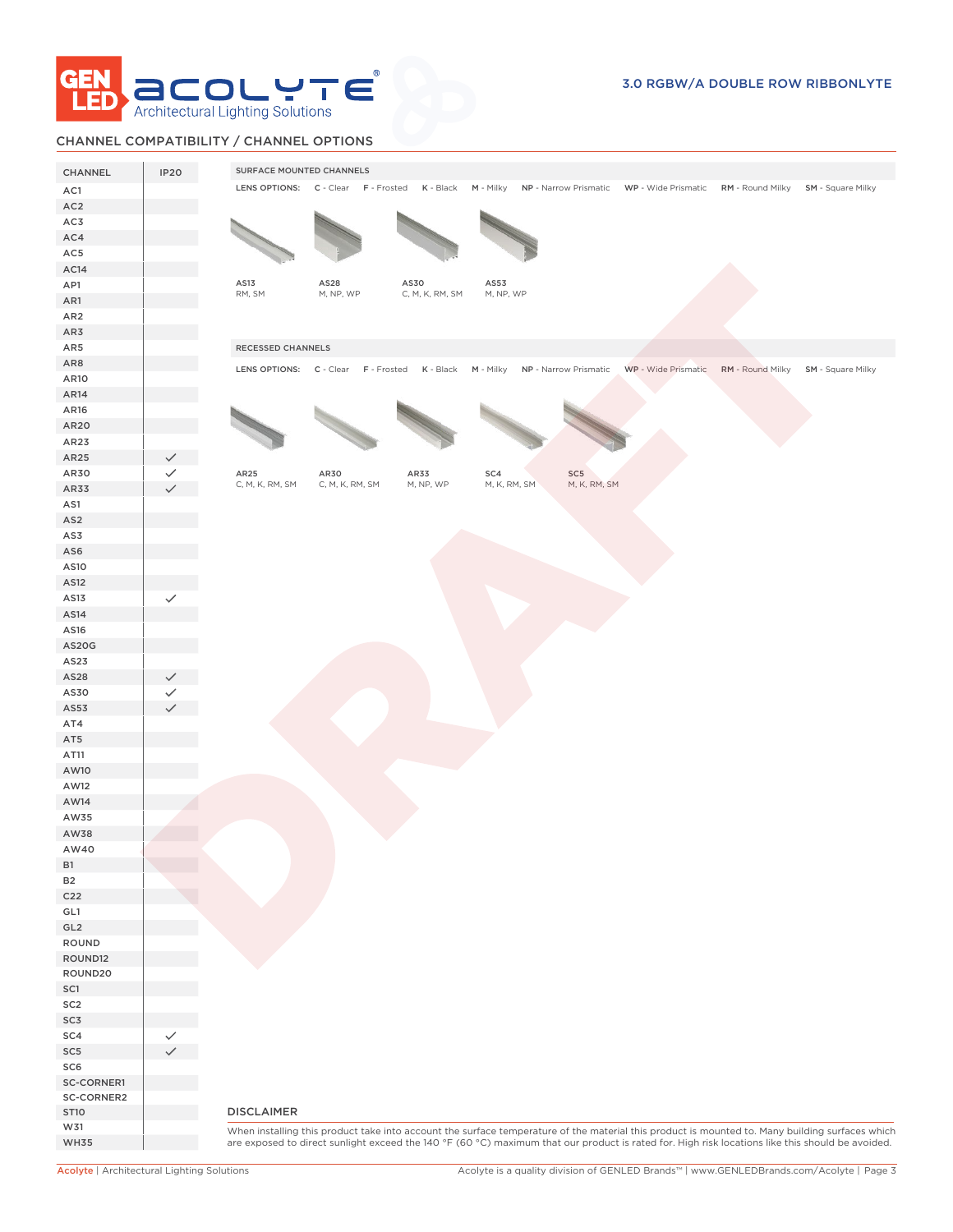## CHANNEL COMPATIBILITY / CHANNEL OPTIONS

| CHANNEL | IP20 |
|---|---|
| AC1 | |
| AC2 | |
| AC3 | |
| AC4 | |
| AC5 | |
| AC14 | |
| AP1 | |
| AR1 | |
| AR2 | |
| AR3 | |
| AR5 | |
| AR8 | |
| AR10 | |
| AR14 | |
| AR16 | |
| AR20 | |
| AR23 | |
| AR25 | ✓ |
| AR30 | ✓ |
| AR33 | ✓ |
| AS1 | |
| AS2 | |
| AS3 | |
| AS6 | |
| AS10 | |
| AS12 | |
| AS13 | ✓ |
| AS14 | |
| AS16 | |
| AS20G | |
| AS23 | |
| AS28 | ✓ |
| AS30 | ✓ |
| AS53 | ✓ |
| AT4 | |
| AT5 | |
| AT11 | |
| AW10 | |
| AW12 | |
| AW14 | |
| AW35 | |
| AW38 | |
| AW40 | |
| B1 | |
| B2 | |
| C22 | |
| GL1 | |
| GL2 | |
| ROUND | |
| ROUND12 | |
| ROUND20 | |
| SC1 | |
| SC2 | |
| SC3 | |
| SC4 | ✓ |
| SC5 | ✓ |
| SC6 | |
| SC-CORNER1 | |
| SC-CORNER2 | |
| ST10 | |
| W31 | |
| WH35 | |

### SURFACE MOUNTED CHANNELS

LENS OPTIONS: **C** - Clear **F** - Frosted **K** - Black **M** - Milky **NP** - Narrow Prismatic **WP** - Wide Prismatic **RM** - Round Milky **SM** - Square Milky

| Channel | Lens Options |
|---|---|
| AS13 | RM, SM |
| AS28 | M, NP, WP |
| AS30 | C, M, K, RM, SM |
| AS53 | M, NP, WP |

### RECESSED CHANNELS

LENS OPTIONS: **C** - Clear **F** - Frosted **K** - Black **M** - Milky **NP** - Narrow Prismatic **WP** - Wide Prismatic **RM** - Round Milky **SM** - Square Milky

| Channel | Lens Options |
|---|---|
| AR25 | C, M, K, RM, SM |
| AR30 | C, M, K, RM, SM |
| AR33 | M, NP, WP |
| SC4 | M, K, RM, SM |
| SC5 | M, K, RM, SM |

### DISCLAIMER

When installing this product take into account the surface temperature of the material this product is mounted to. Many building surfaces which are exposed to direct sunlight exceed the 140 °F (60 °C) maximum that our product is rated for. High risk locations like this should be avoided.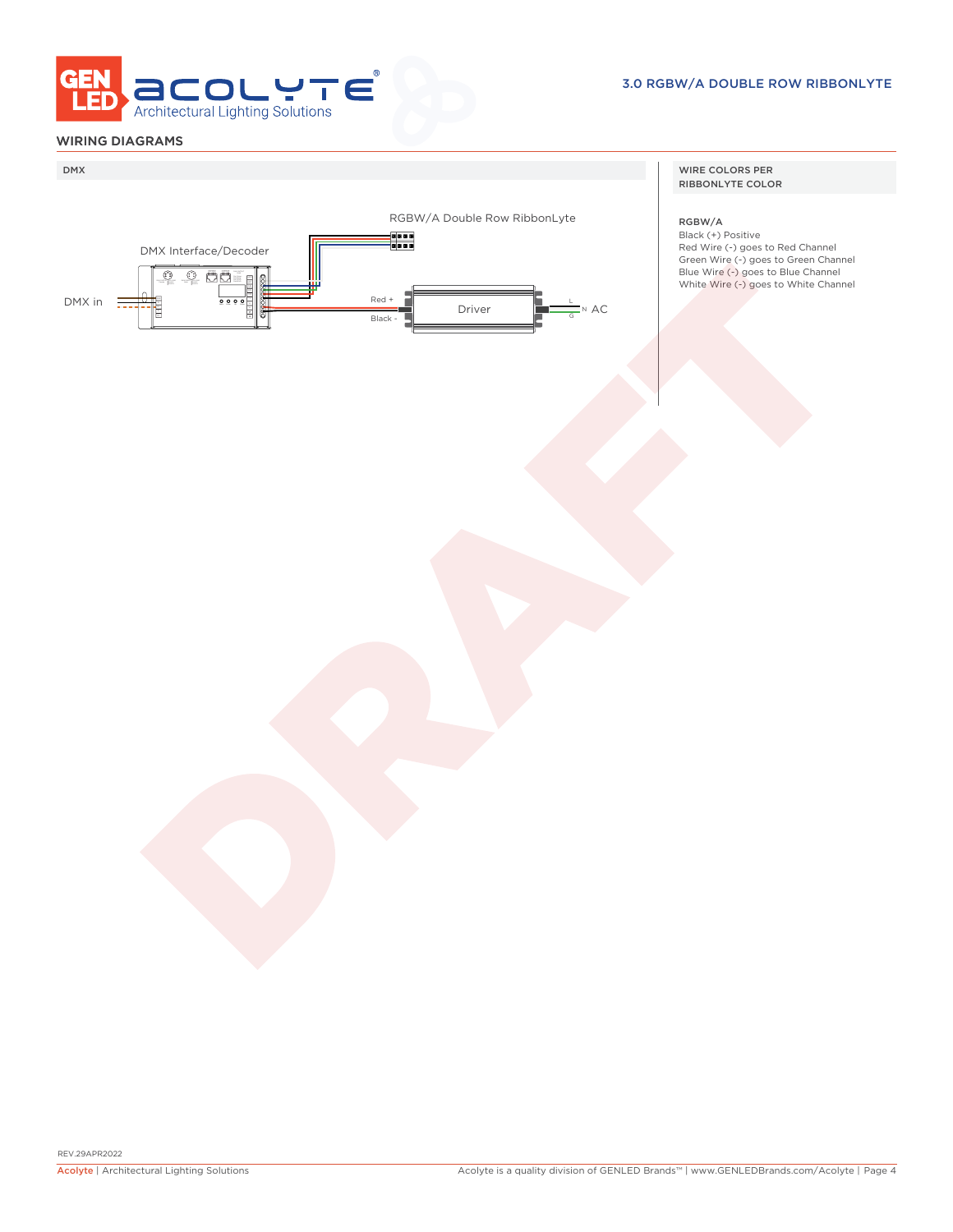## WIRING DIAGRAMS

### DMX

RGBW/A Double Row RibbonLyte

DMX Interface/Decoder

DMX in

Red +

Black -

Driver

L

N AC

G

### WIRE COLORS PER RIBBONLYTE COLOR

**RGBW/A**

Black (+) Positive
Red Wire (-) goes to Red Channel
Green Wire (-) goes to Green Channel
Blue Wire (-) goes to Blue Channel
White Wire (-) goes to White Channel

DRAFT

REV.29APR2022